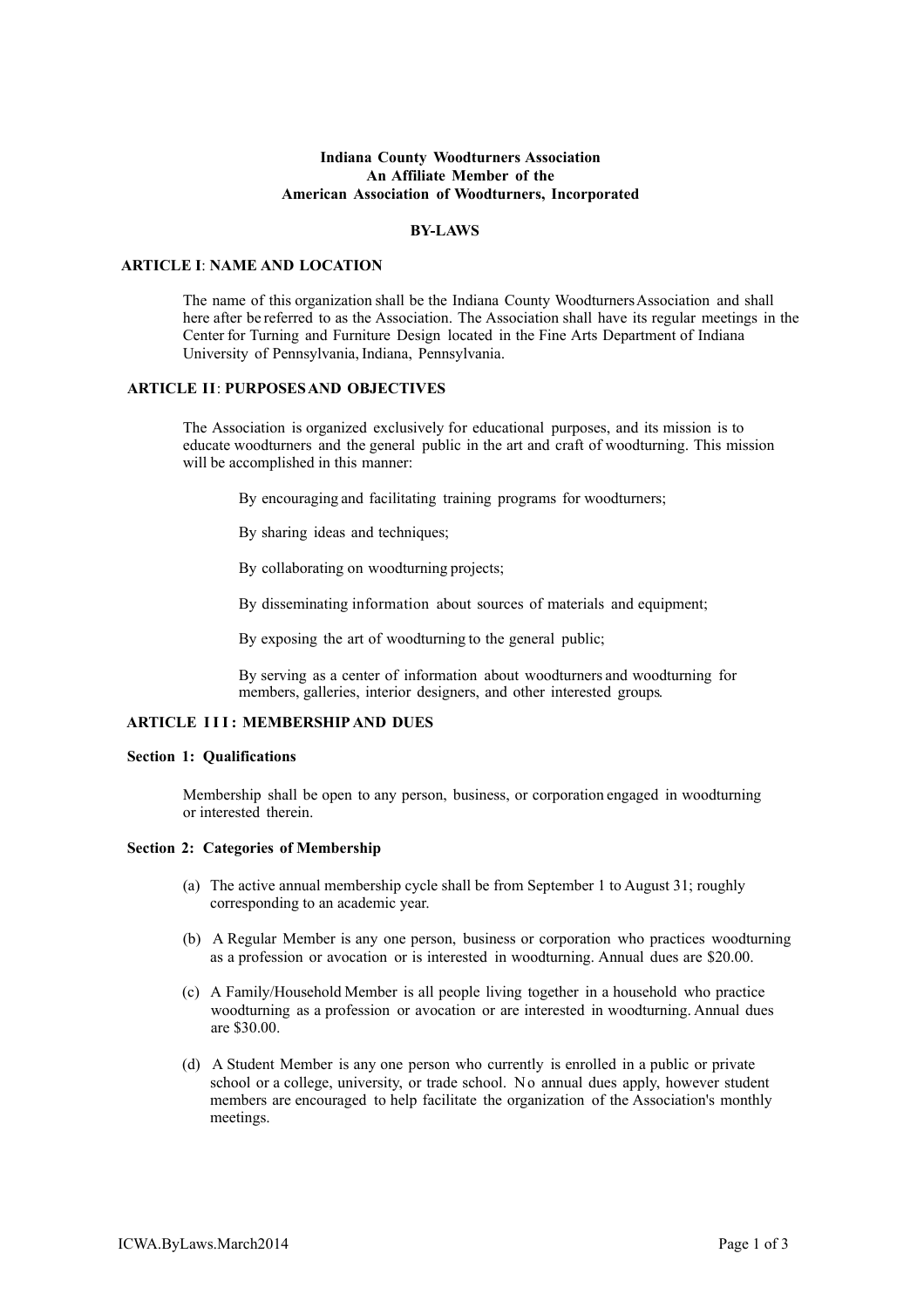**Indiana County Woodturners Association**
**An Affiliate Member of the**
**American Association of Woodturners, Incorporated**

## BY-LAWS

### ARTICLE I: NAME AND LOCATION

The name of this organization shall be the Indiana County Woodturners Association and shall here after be referred to as the Association. The Association shall have its regular meetings in the Center for Turning and Furniture Design located in the Fine Arts Department of Indiana University of Pennsylvania, Indiana, Pennsylvania.

### ARTICLE II: PURPOSES AND OBJECTIVES

The Association is organized exclusively for educational purposes, and its mission is to educate woodturners and the general public in the art and craft of woodturning. This mission will be accomplished in this manner:

By encouraging and facilitating training programs for woodturners;

By sharing ideas and techniques;

By collaborating on woodturning projects;

By disseminating information about sources of materials and equipment;

By exposing the art of woodturning to the general public;

By serving as a center of information about woodturners and woodturning for members, galleries, interior designers, and other interested groups.

### ARTICLE III: MEMBERSHIP AND DUES

#### Section 1: Qualifications

Membership shall be open to any person, business, or corporation engaged in woodturning or interested therein.

#### Section 2: Categories of Membership

(a) The active annual membership cycle shall be from September 1 to August 31; roughly corresponding to an academic year.

(b) A Regular Member is any one person, business or corporation who practices woodturning as a profession or avocation or is interested in woodturning. Annual dues are $20.00.

(c) A Family/Household Member is all people living together in a household who practice woodturning as a profession or avocation or are interested in woodturning. Annual dues are $30.00.

(d) A Student Member is any one person who currently is enrolled in a public or private school or a college, university, or trade school. No annual dues apply, however student members are encouraged to help facilitate the organization of the Association's monthly meetings.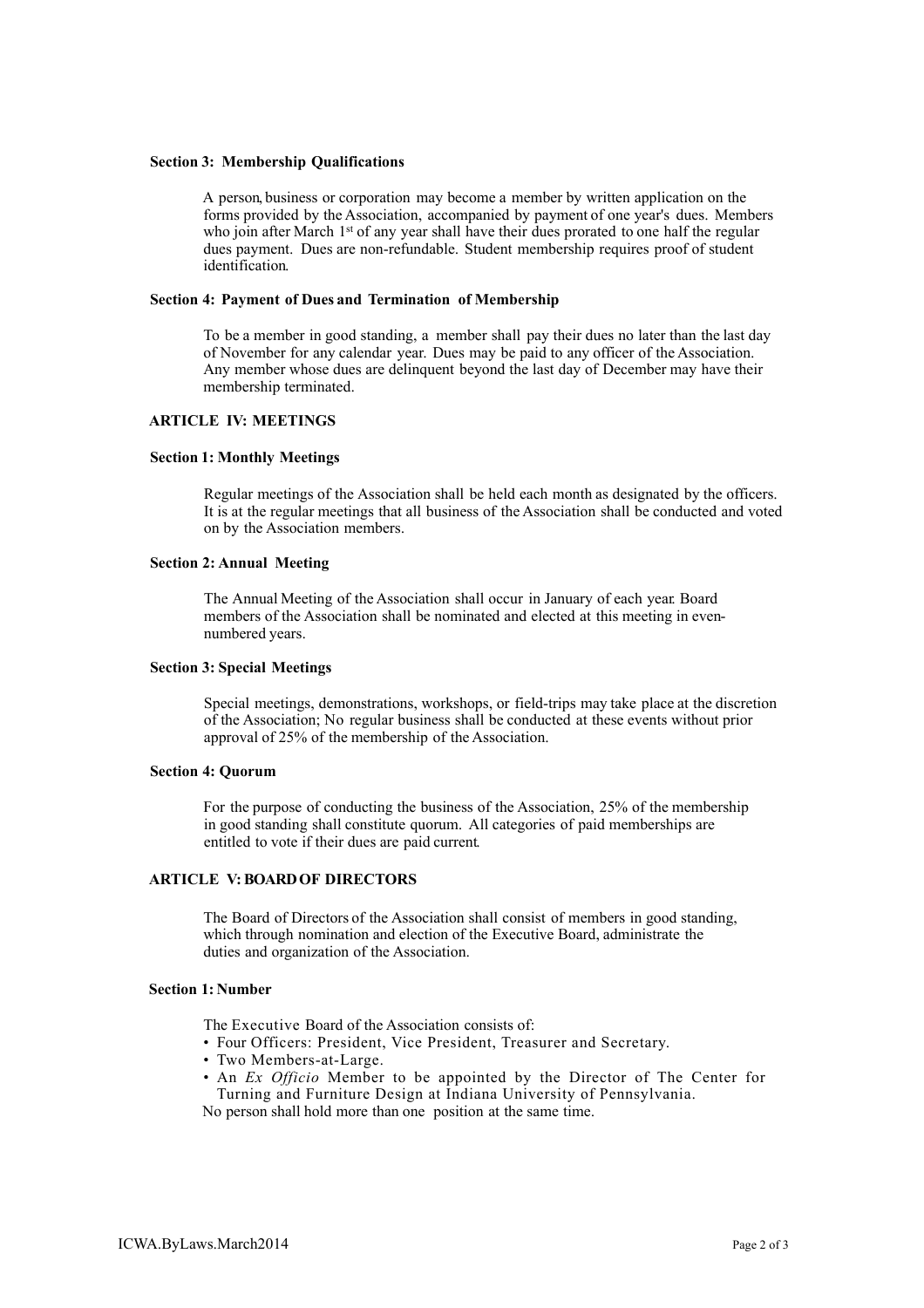**Section 3: Membership Qualifications**

A person, business or corporation may become a member by written application on the forms provided by the Association, accompanied by payment of one year's dues. Members who join after March 1st of any year shall have their dues prorated to one half the regular dues payment. Dues are non-refundable. Student membership requires proof of student identification.

**Section 4: Payment of Dues and Termination of Membership**

To be a member in good standing, a member shall pay their dues no later than the last day of November for any calendar year. Dues may be paid to any officer of the Association. Any member whose dues are delinquent beyond the last day of December may have their membership terminated.

## ARTICLE IV: MEETINGS

**Section 1: Monthly Meetings**

Regular meetings of the Association shall be held each month as designated by the officers. It is at the regular meetings that all business of the Association shall be conducted and voted on by the Association members.

**Section 2: Annual Meeting**

The Annual Meeting of the Association shall occur in January of each year. Board members of the Association shall be nominated and elected at this meeting in even-numbered years.

**Section 3: Special Meetings**

Special meetings, demonstrations, workshops, or field-trips may take place at the discretion of the Association; No regular business shall be conducted at these events without prior approval of 25% of the membership of the Association.

**Section 4: Quorum**

For the purpose of conducting the business of the Association, 25% of the membership in good standing shall constitute quorum. All categories of paid memberships are entitled to vote if their dues are paid current.

## ARTICLE V: BOARD OF DIRECTORS

The Board of Directors of the Association shall consist of members in good standing, which through nomination and election of the Executive Board, administrate the duties and organization of the Association.

**Section 1: Number**

The Executive Board of the Association consists of:

- Four Officers: President, Vice President, Treasurer and Secretary.
- Two Members-at-Large.
- An *Ex Officio* Member to be appointed by the Director of The Center for Turning and Furniture Design at Indiana University of Pennsylvania.

No person shall hold more than one position at the same time.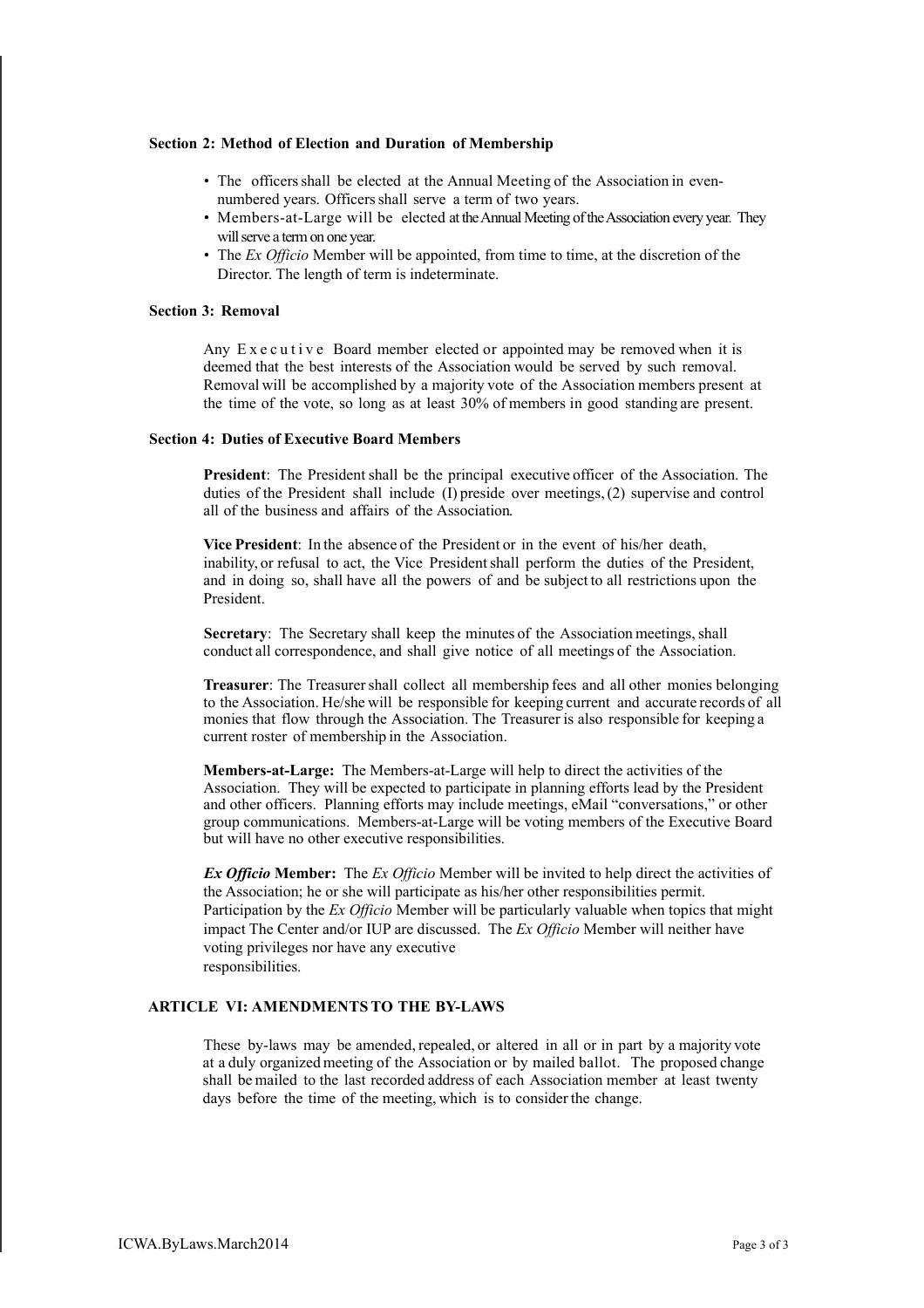### Section 2: Method of Election and Duration of Membership

- The officers shall be elected at the Annual Meeting of the Association in even-numbered years. Officers shall serve a term of two years.
- Members-at-Large will be elected at the Annual Meeting of the Association every year. They will serve a term on one year.
- The *Ex Officio* Member will be appointed, from time to time, at the discretion of the Director. The length of term is indeterminate.

### Section 3: Removal

Any Executive Board member elected or appointed may be removed when it is deemed that the best interests of the Association would be served by such removal. Removal will be accomplished by a majority vote of the Association members present at the time of the vote, so long as at least 30% of members in good standing are present.

### Section 4: Duties of Executive Board Members

**President**: The President shall be the principal executive officer of the Association. The duties of the President shall include (I) preside over meetings, (2) supervise and control all of the business and affairs of the Association.

**Vice President**: In the absence of the President or in the event of his/her death, inability, or refusal to act, the Vice President shall perform the duties of the President, and in doing so, shall have all the powers of and be subject to all restrictions upon the President.

**Secretary**: The Secretary shall keep the minutes of the Association meetings, shall conduct all correspondence, and shall give notice of all meetings of the Association.

**Treasurer**: The Treasurer shall collect all membership fees and all other monies belonging to the Association. He/she will be responsible for keeping current and accurate records of all monies that flow through the Association. The Treasurer is also responsible for keeping a current roster of membership in the Association.

**Members-at-Large:** The Members-at-Large will help to direct the activities of the Association. They will be expected to participate in planning efforts lead by the President and other officers. Planning efforts may include meetings, eMail "conversations," or other group communications. Members-at-Large will be voting members of the Executive Board but will have no other executive responsibilities.

***Ex Officio* Member:** The *Ex Officio* Member will be invited to help direct the activities of the Association; he or she will participate as his/her other responsibilities permit. Participation by the *Ex Officio* Member will be particularly valuable when topics that might impact The Center and/or IUP are discussed. The *Ex Officio* Member will neither have voting privileges nor have any executive responsibilities.

## ARTICLE VI: AMENDMENTS TO THE BY-LAWS

These by-laws may be amended, repealed, or altered in all or in part by a majority vote at a duly organized meeting of the Association or by mailed ballot. The proposed change shall be mailed to the last recorded address of each Association member at least twenty days before the time of the meeting, which is to consider the change.